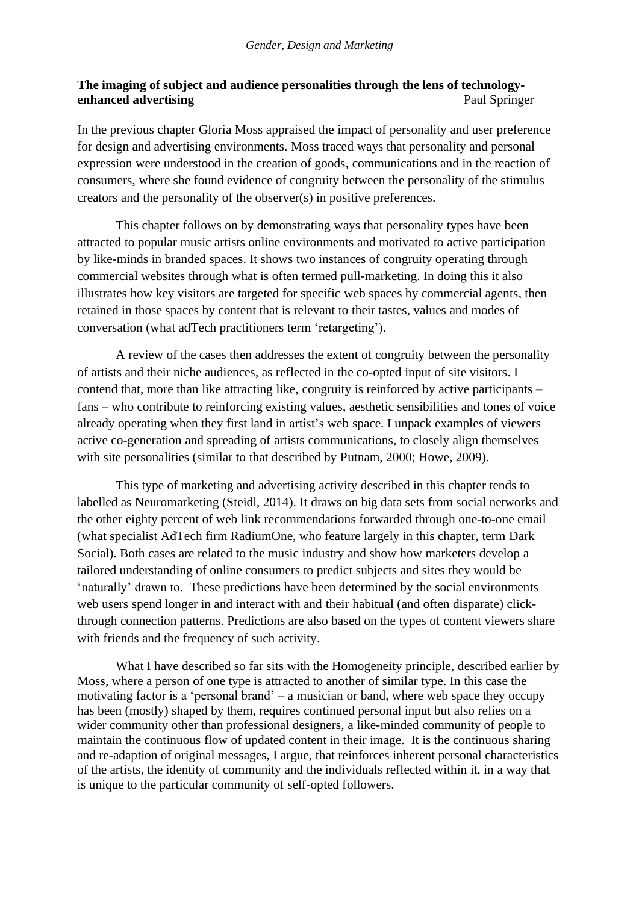## The imaging of subject and audience personalities through the lens of technology-enhanced advertising

Paul Springer

In the previous chapter Gloria Moss appraised the impact of personality and user preference for design and advertising environments. Moss traced ways that personality and personal expression were understood in the creation of goods, communications and in the reaction of consumers, where she found evidence of congruity between the personality of the stimulus creators and the personality of the observer(s) in positive preferences.

This chapter follows on by demonstrating ways that personality types have been attracted to popular music artists online environments and motivated to active participation by like-minds in branded spaces. It shows two instances of congruity operating through commercial websites through what is often termed pull-marketing. In doing this it also illustrates how key visitors are targeted for specific web spaces by commercial agents, then retained in those spaces by content that is relevant to their tastes, values and modes of conversation (what adTech practitioners term 'retargeting').

A review of the cases then addresses the extent of congruity between the personality of artists and their niche audiences, as reflected in the co-opted input of site visitors. I contend that, more than like attracting like, congruity is reinforced by active participants – fans – who contribute to reinforcing existing values, aesthetic sensibilities and tones of voice already operating when they first land in artist's web space. I unpack examples of viewers active co-generation and spreading of artists communications, to closely align themselves with site personalities (similar to that described by Putnam, 2000; Howe, 2009).

This type of marketing and advertising activity described in this chapter tends to labelled as Neuromarketing (Steidl, 2014). It draws on big data sets from social networks and the other eighty percent of web link recommendations forwarded through one-to-one email (what specialist AdTech firm RadiumOne, who feature largely in this chapter, term Dark Social). Both cases are related to the music industry and show how marketers develop a tailored understanding of online consumers to predict subjects and sites they would be 'naturally' drawn to. These predictions have been determined by the social environments web users spend longer in and interact with and their habitual (and often disparate) click-through connection patterns. Predictions are also based on the types of content viewers share with friends and the frequency of such activity.

What I have described so far sits with the Homogeneity principle, described earlier by Moss, where a person of one type is attracted to another of similar type. In this case the motivating factor is a 'personal brand' – a musician or band, where web space they occupy has been (mostly) shaped by them, requires continued personal input but also relies on a wider community other than professional designers, a like-minded community of people to maintain the continuous flow of updated content in their image. It is the continuous sharing and re-adaption of original messages, I argue, that reinforces inherent personal characteristics of the artists, the identity of community and the individuals reflected within it, in a way that is unique to the particular community of self-opted followers.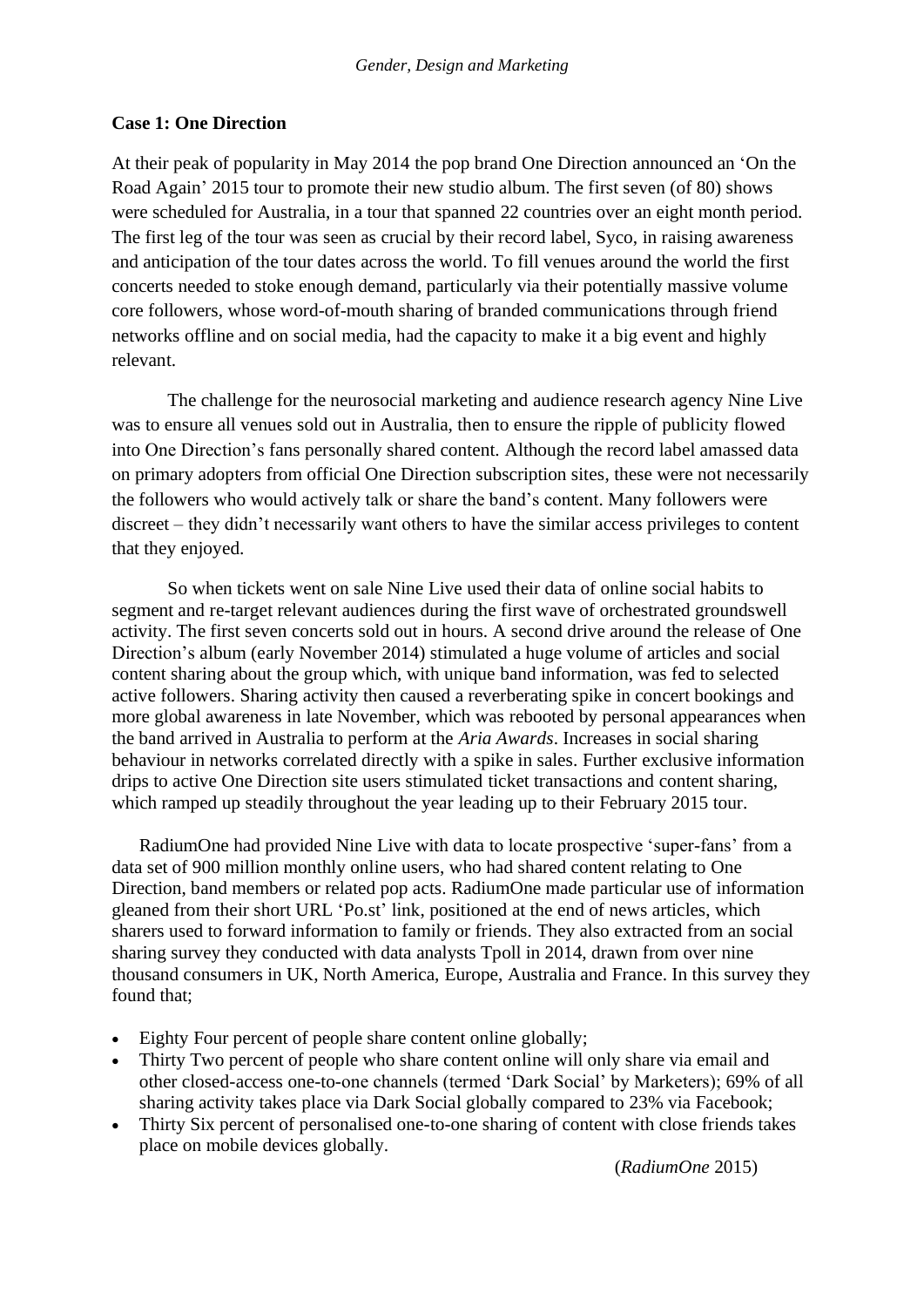**Case 1: One Direction**

At their peak of popularity in May 2014 the pop brand One Direction announced an 'On the Road Again' 2015 tour to promote their new studio album. The first seven (of 80) shows were scheduled for Australia, in a tour that spanned 22 countries over an eight month period. The first leg of the tour was seen as crucial by their record label, Syco, in raising awareness and anticipation of the tour dates across the world. To fill venues around the world the first concerts needed to stoke enough demand, particularly via their potentially massive volume core followers, whose word-of-mouth sharing of branded communications through friend networks offline and on social media, had the capacity to make it a big event and highly relevant.

The challenge for the neurosocial marketing and audience research agency Nine Live was to ensure all venues sold out in Australia, then to ensure the ripple of publicity flowed into One Direction's fans personally shared content. Although the record label amassed data on primary adopters from official One Direction subscription sites, these were not necessarily the followers who would actively talk or share the band's content. Many followers were discreet – they didn't necessarily want others to have the similar access privileges to content that they enjoyed.

So when tickets went on sale Nine Live used their data of online social habits to segment and re-target relevant audiences during the first wave of orchestrated groundswell activity. The first seven concerts sold out in hours. A second drive around the release of One Direction's album (early November 2014) stimulated a huge volume of articles and social content sharing about the group which, with unique band information, was fed to selected active followers. Sharing activity then caused a reverberating spike in concert bookings and more global awareness in late November, which was rebooted by personal appearances when the band arrived in Australia to perform at the *Aria Awards*. Increases in social sharing behaviour in networks correlated directly with a spike in sales. Further exclusive information drips to active One Direction site users stimulated ticket transactions and content sharing, which ramped up steadily throughout the year leading up to their February 2015 tour.

RadiumOne had provided Nine Live with data to locate prospective 'super-fans' from a data set of 900 million monthly online users, who had shared content relating to One Direction, band members or related pop acts. RadiumOne made particular use of information gleaned from their short URL 'Po.st' link, positioned at the end of news articles, which sharers used to forward information to family or friends. They also extracted from an social sharing survey they conducted with data analysts Tpoll in 2014, drawn from over nine thousand consumers in UK, North America, Europe, Australia and France. In this survey they found that;

- Eighty Four percent of people share content online globally;
- Thirty Two percent of people who share content online will only share via email and other closed-access one-to-one channels (termed 'Dark Social' by Marketers); 69% of all sharing activity takes place via Dark Social globally compared to 23% via Facebook;
- Thirty Six percent of personalised one-to-one sharing of content with close friends takes place on mobile devices globally.

(*RadiumOne* 2015)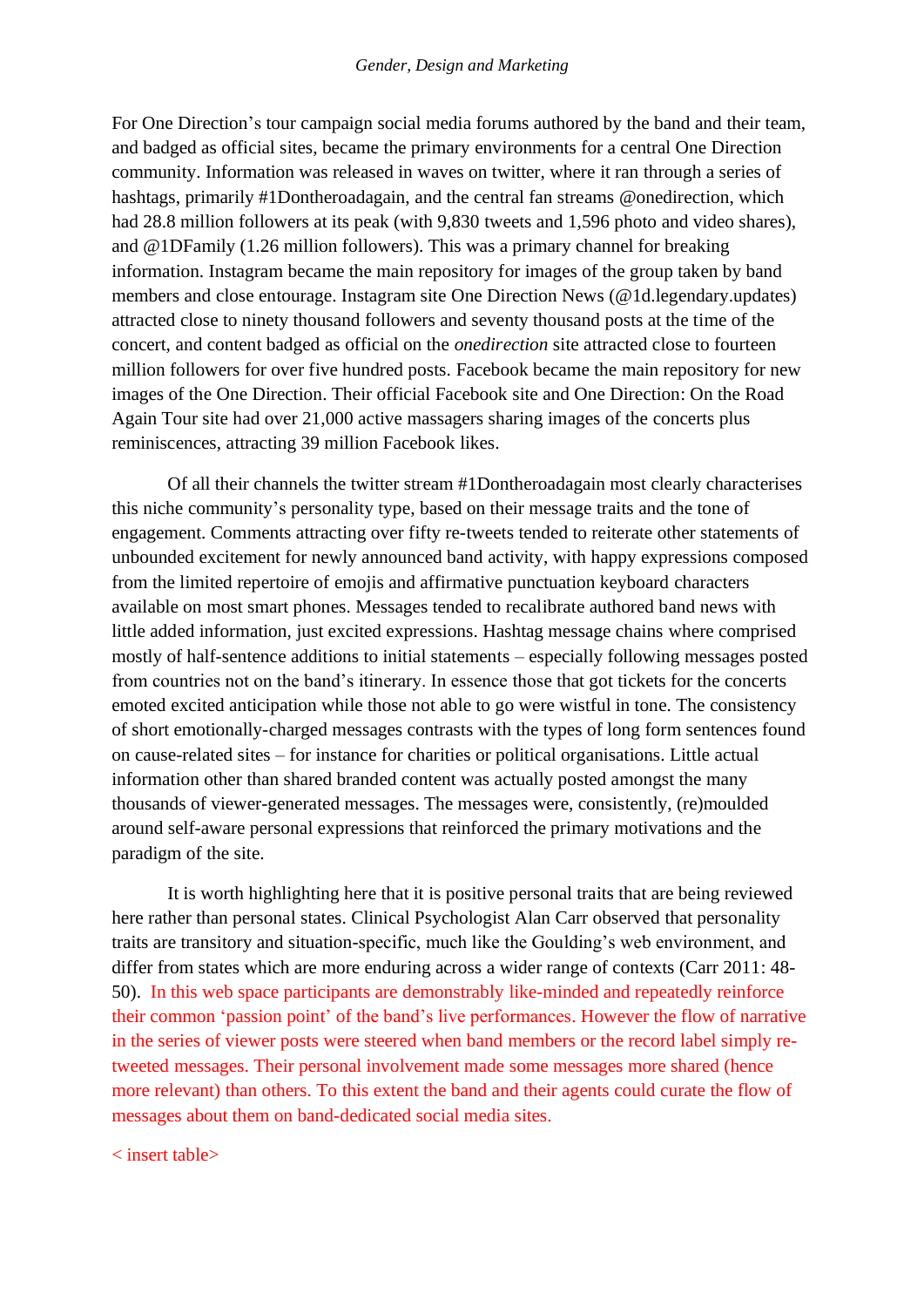For One Direction's tour campaign social media forums authored by the band and their team, and badged as official sites, became the primary environments for a central One Direction community. Information was released in waves on twitter, where it ran through a series of hashtags, primarily #1Dontheroadagain, and the central fan streams @onedirection, which had 28.8 million followers at its peak (with 9,830 tweets and 1,596 photo and video shares), and @1DFamily (1.26 million followers). This was a primary channel for breaking information. Instagram became the main repository for images of the group taken by band members and close entourage. Instagram site One Direction News (@1d.legendary.updates) attracted close to ninety thousand followers and seventy thousand posts at the time of the concert, and content badged as official on the *onedirection* site attracted close to fourteen million followers for over five hundred posts. Facebook became the main repository for new images of the One Direction. Their official Facebook site and One Direction: On the Road Again Tour site had over 21,000 active massagers sharing images of the concerts plus reminiscences, attracting 39 million Facebook likes.

Of all their channels the twitter stream #1Dontheroadagain most clearly characterises this niche community's personality type, based on their message traits and the tone of engagement. Comments attracting over fifty re-tweets tended to reiterate other statements of unbounded excitement for newly announced band activity, with happy expressions composed from the limited repertoire of emojis and affirmative punctuation keyboard characters available on most smart phones. Messages tended to recalibrate authored band news with little added information, just excited expressions. Hashtag message chains where comprised mostly of half-sentence additions to initial statements – especially following messages posted from countries not on the band's itinerary. In essence those that got tickets for the concerts emoted excited anticipation while those not able to go were wistful in tone. The consistency of short emotionally-charged messages contrasts with the types of long form sentences found on cause-related sites – for instance for charities or political organisations. Little actual information other than shared branded content was actually posted amongst the many thousands of viewer-generated messages. The messages were, consistently, (re)moulded around self-aware personal expressions that reinforced the primary motivations and the paradigm of the site.

It is worth highlighting here that it is positive personal traits that are being reviewed here rather than personal states. Clinical Psychologist Alan Carr observed that personality traits are transitory and situation-specific, much like the Goulding's web environment, and differ from states which are more enduring across a wider range of contexts (Carr 2011: 48-50). In this web space participants are demonstrably like-minded and repeatedly reinforce their common 'passion point' of the band's live performances. However the flow of narrative in the series of viewer posts were steered when band members or the record label simply re-tweeted messages. Their personal involvement made some messages more shared (hence more relevant) than others. To this extent the band and their agents could curate the flow of messages about them on band-dedicated social media sites.

< insert table>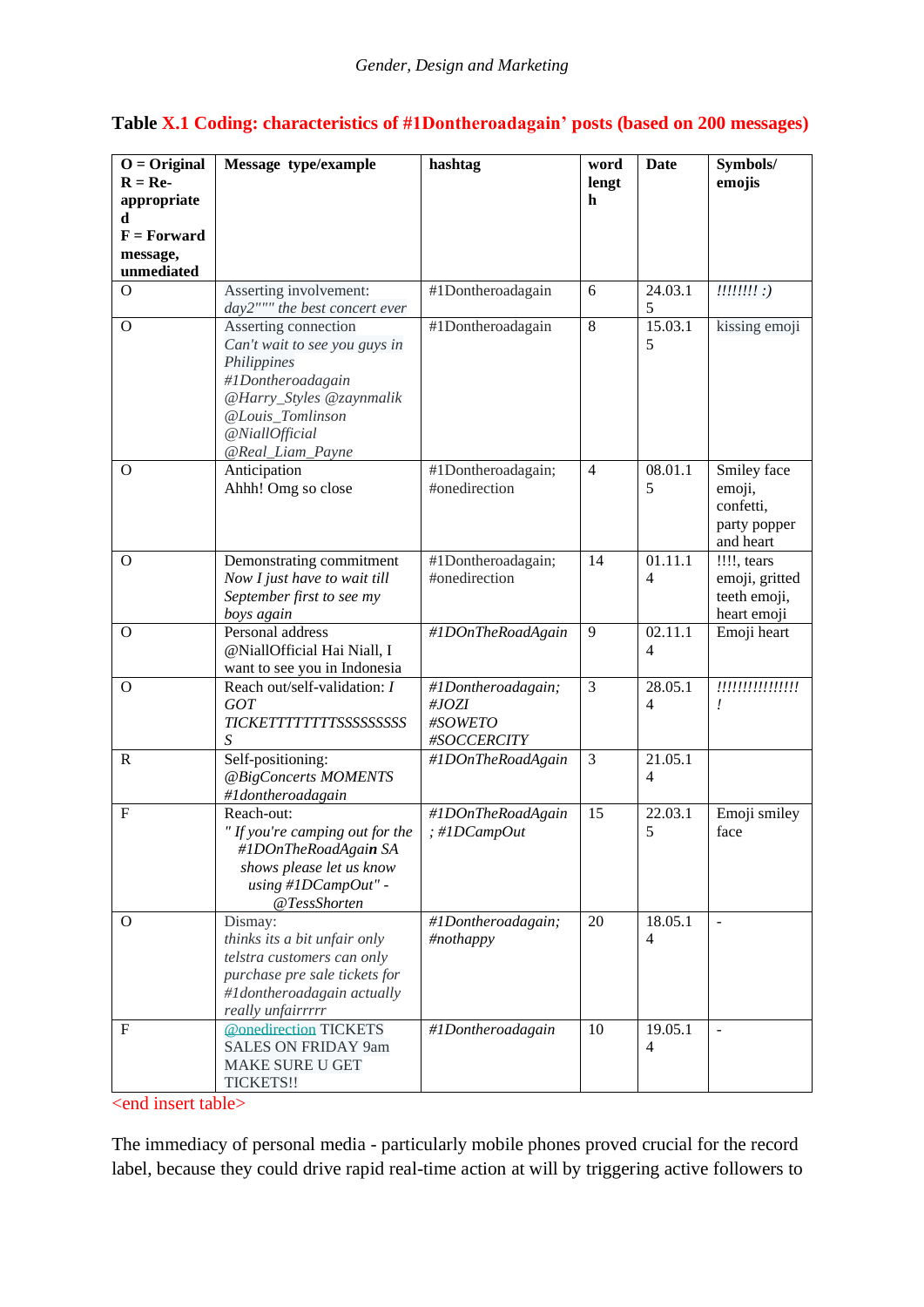**Table X.1 Coding: characteristics of #1Dontheroadagain' posts (based on 200 messages)**

| **O = Original R = Re-appropriated F = Forward message, unmediated** | **Message type/example** | **hashtag** | **word length** | **Date** | **Symbols/ emojis** |
|---|---|---|---|---|---|
| O | Asserting involvement: *day2"""" the best concert ever* | #1Dontheroadagain | 6 | 24.03.15 | *!!!!!!!! :)* |
| O | Asserting connection *Can't wait to see you guys in Philippines #1Dontheroadagain @Harry_Styles @zaynmalik @Louis_Tomlinson @NiallOfficial @Real_Liam_Payne* | #1Dontheroadagain | 8 | 15.03.15 | kissing emoji |
| O | Anticipation Ahhh! Omg so close | #1Dontheroadagain; #onedirection | 4 | 08.01.15 | Smiley face emoji, confetti, party popper and heart |
| O | Demonstrating commitment *Now I just have to wait till September first to see my boys again* | #1Dontheroadagain; #onedirection | 14 | 01.11.14 | !!!!, tears emoji, gritted teeth emoji, heart emoji |
| O | Personal address @NiallOfficial Hai Niall, I want to see you in Indonesia | *#1DOnTheRoadAgain* | 9 | 02.11.14 | Emoji heart |
| O | Reach out/self-validation: *I GOT TICKETTTTTTTTSSSSSSSSS S* | *#1Dontheroadagain; #JOZI #SOWETO #SOCCERCITY* | 3 | 28.05.14 | *!!!!!!!!!!!!!!!!* |
| R | Self-positioning: *@BigConcerts MOMENTS #1dontheroadagain* | *#1DOnTheRoadAgain* | 3 | 21.05.14 | |
| F | Reach-out: *" If you're camping out for the #1DOnTheRoadAga**in** SA shows please let us know using #1DCampOut" - @TessShorten* | *#1DOnTheRoadAgain ; #1DCampOut* | 15 | 22.03.15 | Emoji smiley face |
| O | Dismay: *thinks its a bit unfair only telstra customers can only purchase pre sale tickets for #1dontheroadagain actually really unfairrrrr* | *#1Dontheroadagain; #nothappy* | 20 | 18.05.14 | - |
| F | @onedirection TICKETS SALES ON FRIDAY 9am MAKE SURE U GET TICKETS!! | *#1Dontheroadagain* | 10 | 19.05.14 | - |

<end insert table>

The immediacy of personal media - particularly mobile phones proved crucial for the record label, because they could drive rapid real-time action at will by triggering active followers to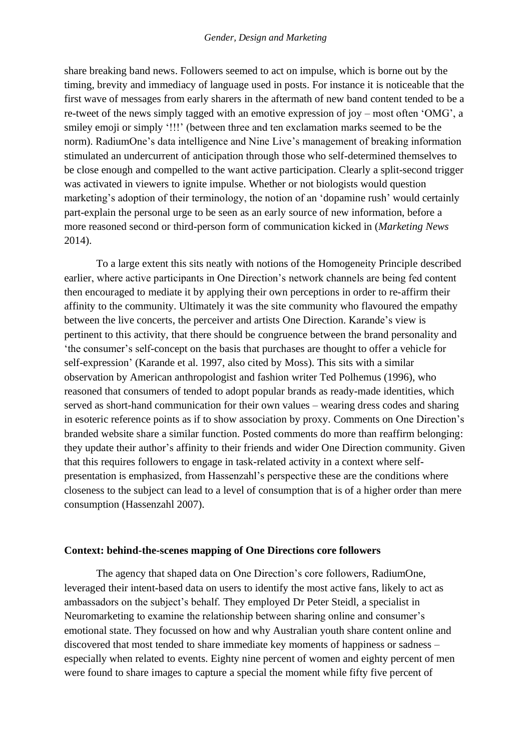share breaking band news. Followers seemed to act on impulse, which is borne out by the timing, brevity and immediacy of language used in posts. For instance it is noticeable that the first wave of messages from early sharers in the aftermath of new band content tended to be a re-tweet of the news simply tagged with an emotive expression of joy – most often 'OMG', a smiley emoji or simply '!!!' (between three and ten exclamation marks seemed to be the norm). RadiumOne's data intelligence and Nine Live's management of breaking information stimulated an undercurrent of anticipation through those who self-determined themselves to be close enough and compelled to the want active participation. Clearly a split-second trigger was activated in viewers to ignite impulse. Whether or not biologists would question marketing's adoption of their terminology, the notion of an 'dopamine rush' would certainly part-explain the personal urge to be seen as an early source of new information, before a more reasoned second or third-person form of communication kicked in (*Marketing News* 2014).

To a large extent this sits neatly with notions of the Homogeneity Principle described earlier, where active participants in One Direction's network channels are being fed content then encouraged to mediate it by applying their own perceptions in order to re-affirm their affinity to the community. Ultimately it was the site community who flavoured the empathy between the live concerts, the perceiver and artists One Direction. Karande's view is pertinent to this activity, that there should be congruence between the brand personality and 'the consumer's self-concept on the basis that purchases are thought to offer a vehicle for self-expression' (Karande et al. 1997, also cited by Moss). This sits with a similar observation by American anthropologist and fashion writer Ted Polhemus (1996), who reasoned that consumers of tended to adopt popular brands as ready-made identities, which served as short-hand communication for their own values – wearing dress codes and sharing in esoteric reference points as if to show association by proxy. Comments on One Direction's branded website share a similar function. Posted comments do more than reaffirm belonging: they update their author's affinity to their friends and wider One Direction community. Given that this requires followers to engage in task-related activity in a context where self-presentation is emphasized, from Hassenzahl's perspective these are the conditions where closeness to the subject can lead to a level of consumption that is of a higher order than mere consumption (Hassenzahl 2007).

**Context: behind-the-scenes mapping of One Directions core followers**

The agency that shaped data on One Direction's core followers, RadiumOne, leveraged their intent-based data on users to identify the most active fans, likely to act as ambassadors on the subject's behalf. They employed Dr Peter Steidl, a specialist in Neuromarketing to examine the relationship between sharing online and consumer's emotional state. They focussed on how and why Australian youth share content online and discovered that most tended to share immediate key moments of happiness or sadness – especially when related to events. Eighty nine percent of women and eighty percent of men were found to share images to capture a special the moment while fifty five percent of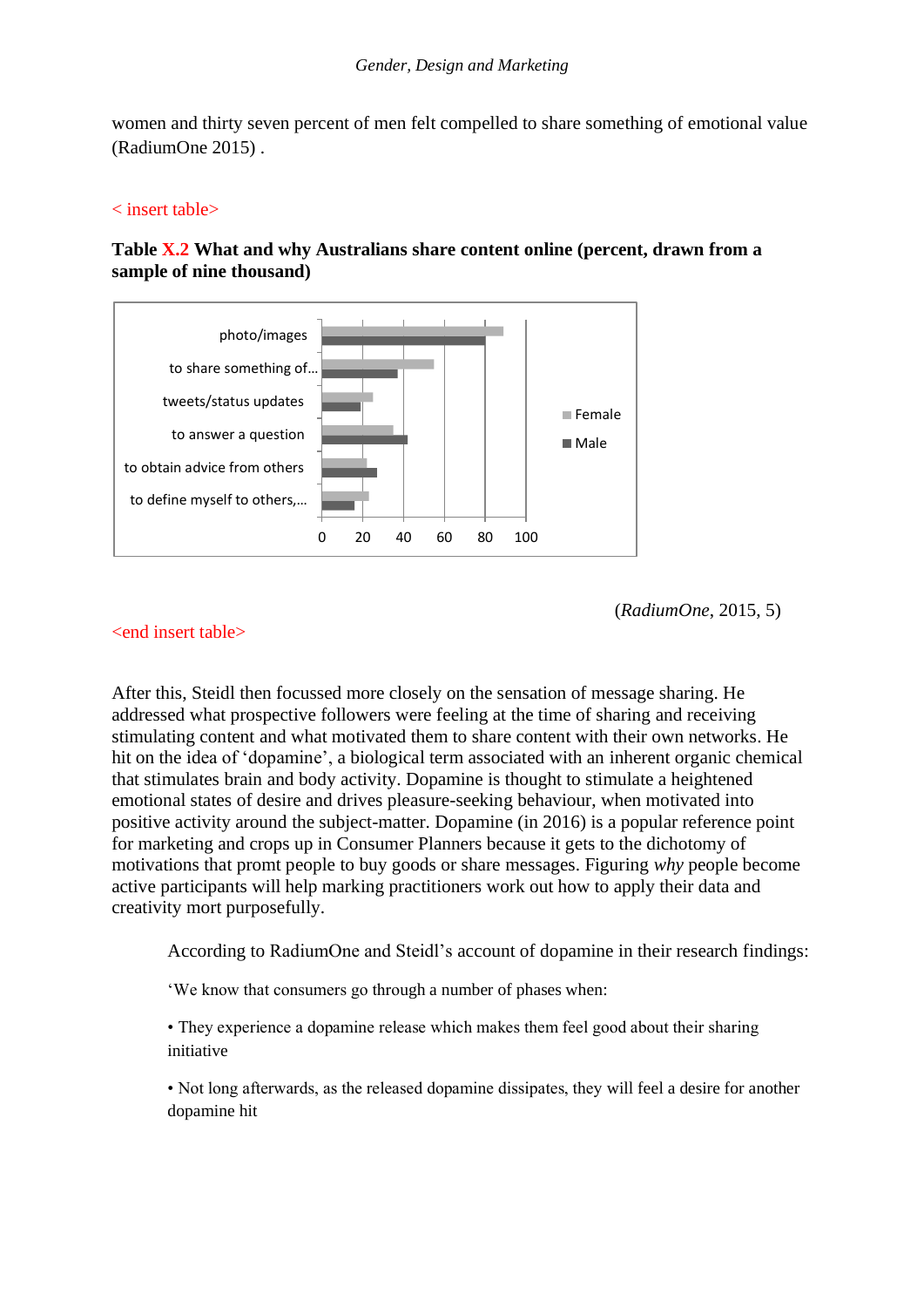women and thirty seven percent of men felt compelled to share something of emotional value (RadiumOne 2015) .

< insert table>

**Table X.2 What and why Australians share content online (percent, drawn from a sample of nine thousand)**

photo/images

to share something of...

tweets/status updates

to answer a question

to obtain advice from others

to define myself to others,...

0 20 40 60 80 100

Female

Male

(*RadiumOne*, 2015, 5)

<end insert table>

After this, Steidl then focussed more closely on the sensation of message sharing. He addressed what prospective followers were feeling at the time of sharing and receiving stimulating content and what motivated them to share content with their own networks. He hit on the idea of 'dopamine', a biological term associated with an inherent organic chemical that stimulates brain and body activity. Dopamine is thought to stimulate a heightened emotional states of desire and drives pleasure-seeking behaviour, when motivated into positive activity around the subject-matter. Dopamine (in 2016) is a popular reference point for marketing and crops up in Consumer Planners because it gets to the dichotomy of motivations that promt people to buy goods or share messages. Figuring *why* people become active participants will help marking practitioners work out how to apply their data and creativity mort purposefully.

> According to RadiumOne and Steidl's account of dopamine in their research findings:
>
> 'We know that consumers go through a number of phases when:
>
> • They experience a dopamine release which makes them feel good about their sharing initiative
>
> • Not long afterwards, as the released dopamine dissipates, they will feel a desire for another dopamine hit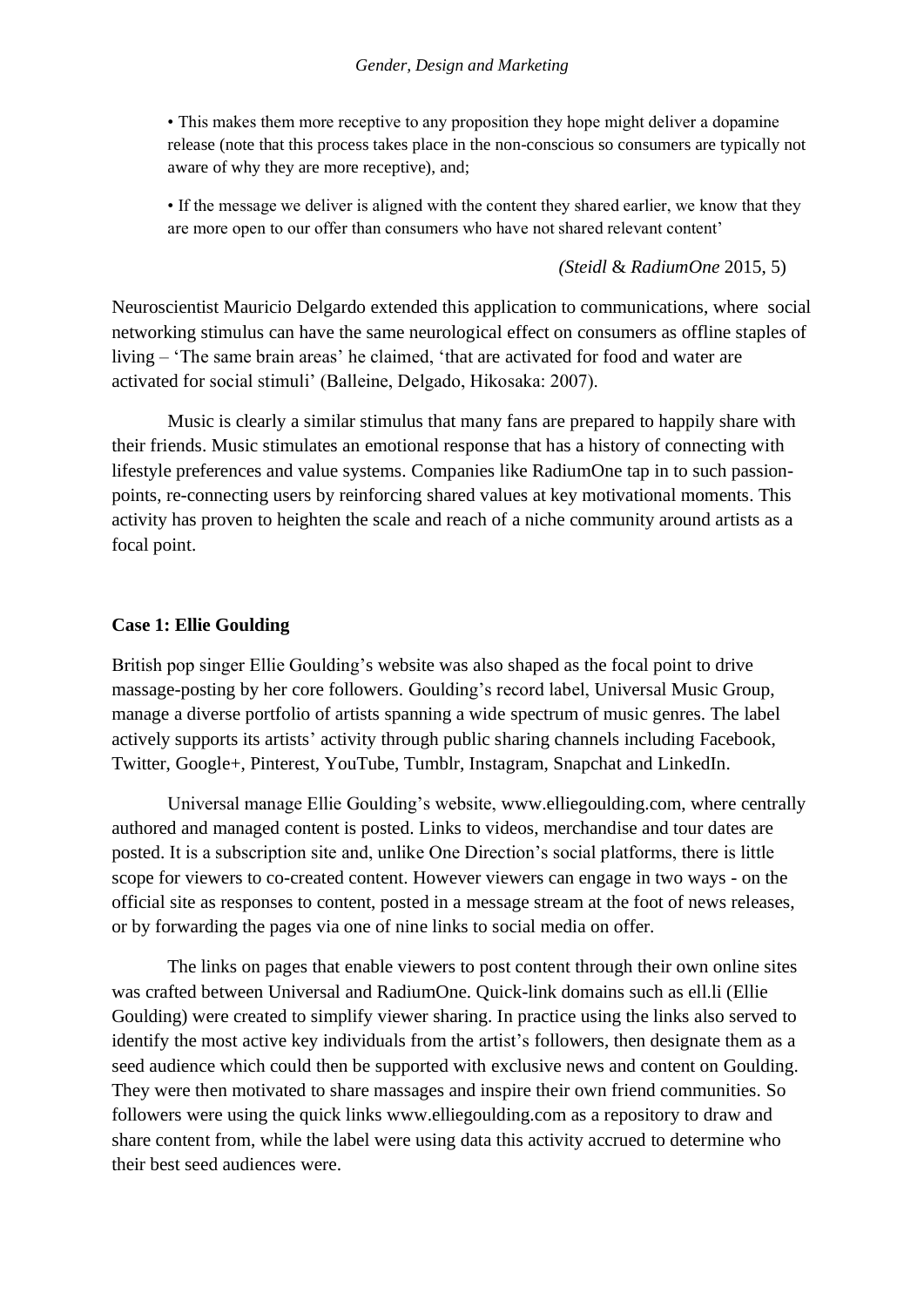> • This makes them more receptive to any proposition they hope might deliver a dopamine release (note that this process takes place in the non-conscious so consumers are typically not aware of why they are more receptive), and;
>
> • If the message we deliver is aligned with the content they shared earlier, we know that they are more open to our offer than consumers who have not shared relevant content'
>
> *(Steidl* & *RadiumOne* 2015, 5)

Neuroscientist Mauricio Delgardo extended this application to communications, where social networking stimulus can have the same neurological effect on consumers as offline staples of living – 'The same brain areas' he claimed, 'that are activated for food and water are activated for social stimuli' (Balleine, Delgado, Hikosaka: 2007).

Music is clearly a similar stimulus that many fans are prepared to happily share with their friends. Music stimulates an emotional response that has a history of connecting with lifestyle preferences and value systems. Companies like RadiumOne tap in to such passion-points, re-connecting users by reinforcing shared values at key motivational moments. This activity has proven to heighten the scale and reach of a niche community around artists as a focal point.

**Case 1: Ellie Goulding**

British pop singer Ellie Goulding's website was also shaped as the focal point to drive massage-posting by her core followers. Goulding's record label, Universal Music Group, manage a diverse portfolio of artists spanning a wide spectrum of music genres. The label actively supports its artists' activity through public sharing channels including Facebook, Twitter, Google+, Pinterest, YouTube, Tumblr, Instagram, Snapchat and LinkedIn.

Universal manage Ellie Goulding's website, www.elliegoulding.com, where centrally authored and managed content is posted. Links to videos, merchandise and tour dates are posted. It is a subscription site and, unlike One Direction's social platforms, there is little scope for viewers to co-created content. However viewers can engage in two ways - on the official site as responses to content, posted in a message stream at the foot of news releases, or by forwarding the pages via one of nine links to social media on offer.

The links on pages that enable viewers to post content through their own online sites was crafted between Universal and RadiumOne. Quick-link domains such as ell.li (Ellie Goulding) were created to simplify viewer sharing. In practice using the links also served to identify the most active key individuals from the artist's followers, then designate them as a seed audience which could then be supported with exclusive news and content on Goulding. They were then motivated to share massages and inspire their own friend communities. So followers were using the quick links www.elliegoulding.com as a repository to draw and share content from, while the label were using data this activity accrued to determine who their best seed audiences were.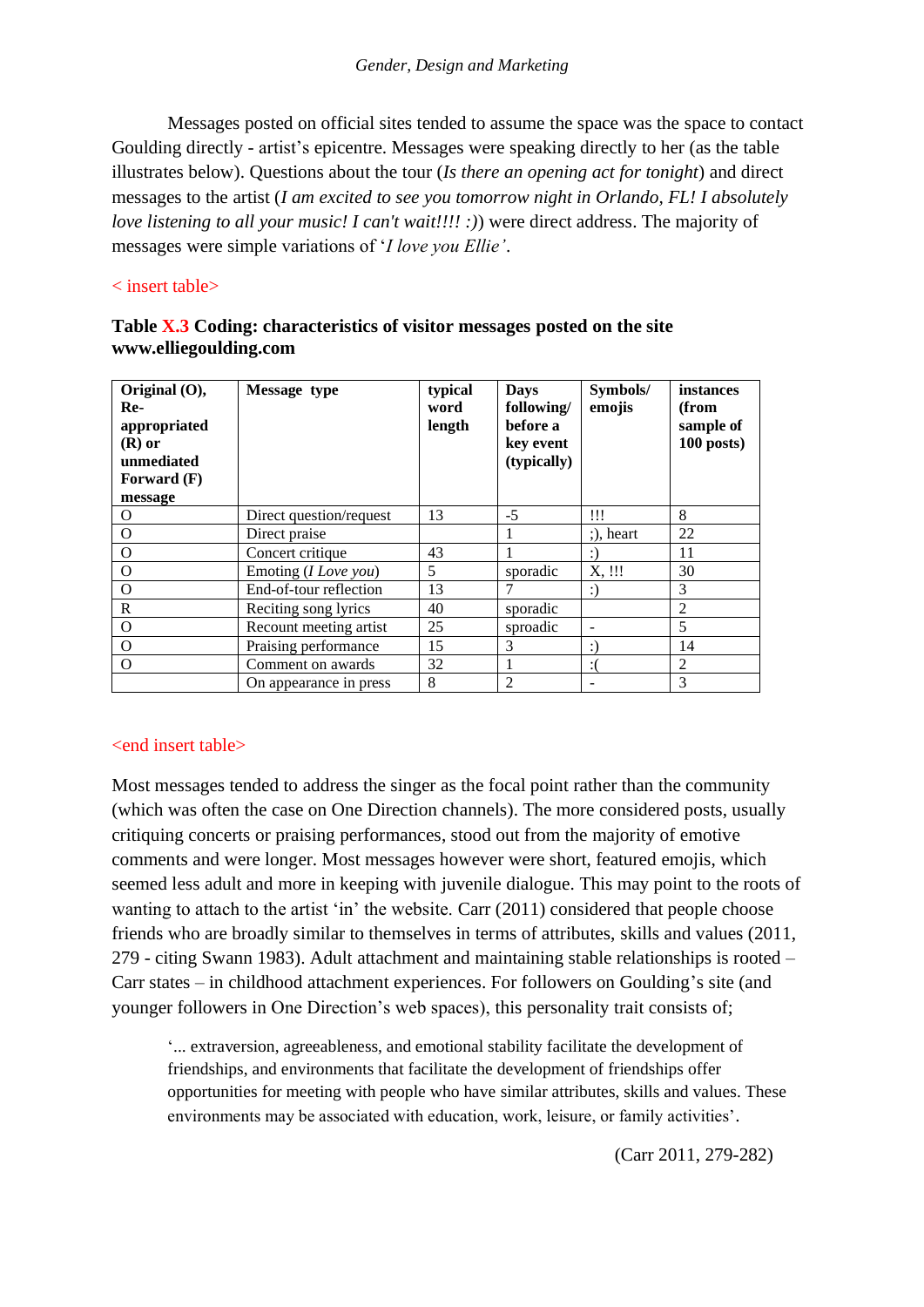Messages posted on official sites tended to assume the space was the space to contact Goulding directly - artist's epicentre. Messages were speaking directly to her (as the table illustrates below). Questions about the tour (*Is there an opening act for tonight*) and direct messages to the artist (*I am excited to see you tomorrow night in Orlando, FL! I absolutely love listening to all your music! I can't wait!!!! :)*) were direct address. The majority of messages were simple variations of '*I love you Ellie'*.

< insert table>

**Table X.3 Coding: characteristics of visitor messages posted on the site www.elliegoulding.com**

| Original (O), Re-appropriated (R) or unmediated Forward (F) message | Message type | typical word length | Days following/ before a key event (typically) | Symbols/ emojis | instances (from sample of 100 posts) |
|---|---|---|---|---|---|
| O | Direct question/request | 13 | -5 | !!! | 8 |
| O | Direct praise | | 1 | ;), heart | 22 |
| O | Concert critique | 43 | 1 | :) | 11 |
| O | Emoting (*I Love you*) | 5 | sporadic | X, !!! | 30 |
| O | End-of-tour reflection | 13 | 7 | :) | 3 |
| R | Reciting song lyrics | 40 | sporadic | | 2 |
| O | Recount meeting artist | 25 | spropdic | - | 5 |
| O | Praising performance | 15 | 3 | :) | 14 |
| O | Comment on awards | 32 | 1 | :( | 2 |
| | On appearance in press | 8 | 2 | - | 3 |

<end insert table>

Most messages tended to address the singer as the focal point rather than the community (which was often the case on One Direction channels). The more considered posts, usually critiquing concerts or praising performances, stood out from the majority of emotive comments and were longer. Most messages however were short, featured emojis, which seemed less adult and more in keeping with juvenile dialogue. This may point to the roots of wanting to attach to the artist 'in' the website. Carr (2011) considered that people choose friends who are broadly similar to themselves in terms of attributes, skills and values (2011, 279 - citing Swann 1983). Adult attachment and maintaining stable relationships is rooted – Carr states – in childhood attachment experiences. For followers on Goulding's site (and younger followers in One Direction's web spaces), this personality trait consists of;

> '... extraversion, agreeableness, and emotional stability facilitate the development of friendships, and environments that facilitate the development of friendships offer opportunities for meeting with people who have similar attributes, skills and values. These environments may be associated with education, work, leisure, or family activities'.
>
> (Carr 2011, 279-282)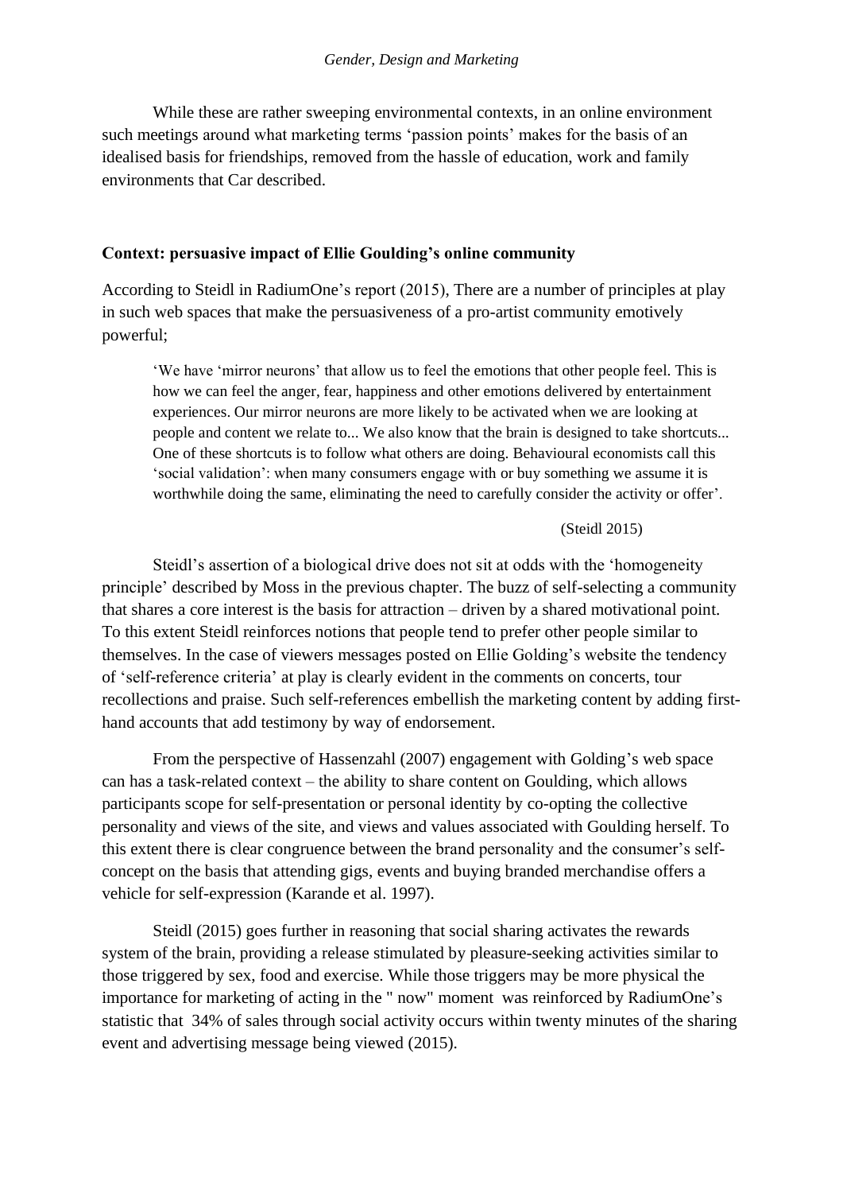While these are rather sweeping environmental contexts, in an online environment such meetings around what marketing terms 'passion points' makes for the basis of an idealised basis for friendships, removed from the hassle of education, work and family environments that Car described.

**Context: persuasive impact of Ellie Goulding's online community**

According to Steidl in RadiumOne's report (2015), There are a number of principles at play in such web spaces that make the persuasiveness of a pro-artist community emotively powerful;

> 'We have 'mirror neurons' that allow us to feel the emotions that other people feel. This is how we can feel the anger, fear, happiness and other emotions delivered by entertainment experiences. Our mirror neurons are more likely to be activated when we are looking at people and content we relate to... We also know that the brain is designed to take shortcuts... One of these shortcuts is to follow what others are doing. Behavioural economists call this 'social validation': when many consumers engage with or buy something we assume it is worthwhile doing the same, eliminating the need to carefully consider the activity or offer'.
>
> (Steidl 2015)

Steidl's assertion of a biological drive does not sit at odds with the 'homogeneity principle' described by Moss in the previous chapter. The buzz of self-selecting a community that shares a core interest is the basis for attraction – driven by a shared motivational point. To this extent Steidl reinforces notions that people tend to prefer other people similar to themselves. In the case of viewers messages posted on Ellie Golding's website the tendency of 'self-reference criteria' at play is clearly evident in the comments on concerts, tour recollections and praise. Such self-references embellish the marketing content by adding first-hand accounts that add testimony by way of endorsement.

From the perspective of Hassenzahl (2007) engagement with Golding's web space can has a task-related context – the ability to share content on Goulding, which allows participants scope for self-presentation or personal identity by co-opting the collective personality and views of the site, and views and values associated with Goulding herself. To this extent there is clear congruence between the brand personality and the consumer's self-concept on the basis that attending gigs, events and buying branded merchandise offers a vehicle for self-expression (Karande et al. 1997).

Steidl (2015) goes further in reasoning that social sharing activates the rewards system of the brain, providing a release stimulated by pleasure-seeking activities similar to those triggered by sex, food and exercise. While those triggers may be more physical the importance for marketing of acting in the " now" moment was reinforced by RadiumOne's statistic that 34% of sales through social activity occurs within twenty minutes of the sharing event and advertising message being viewed (2015).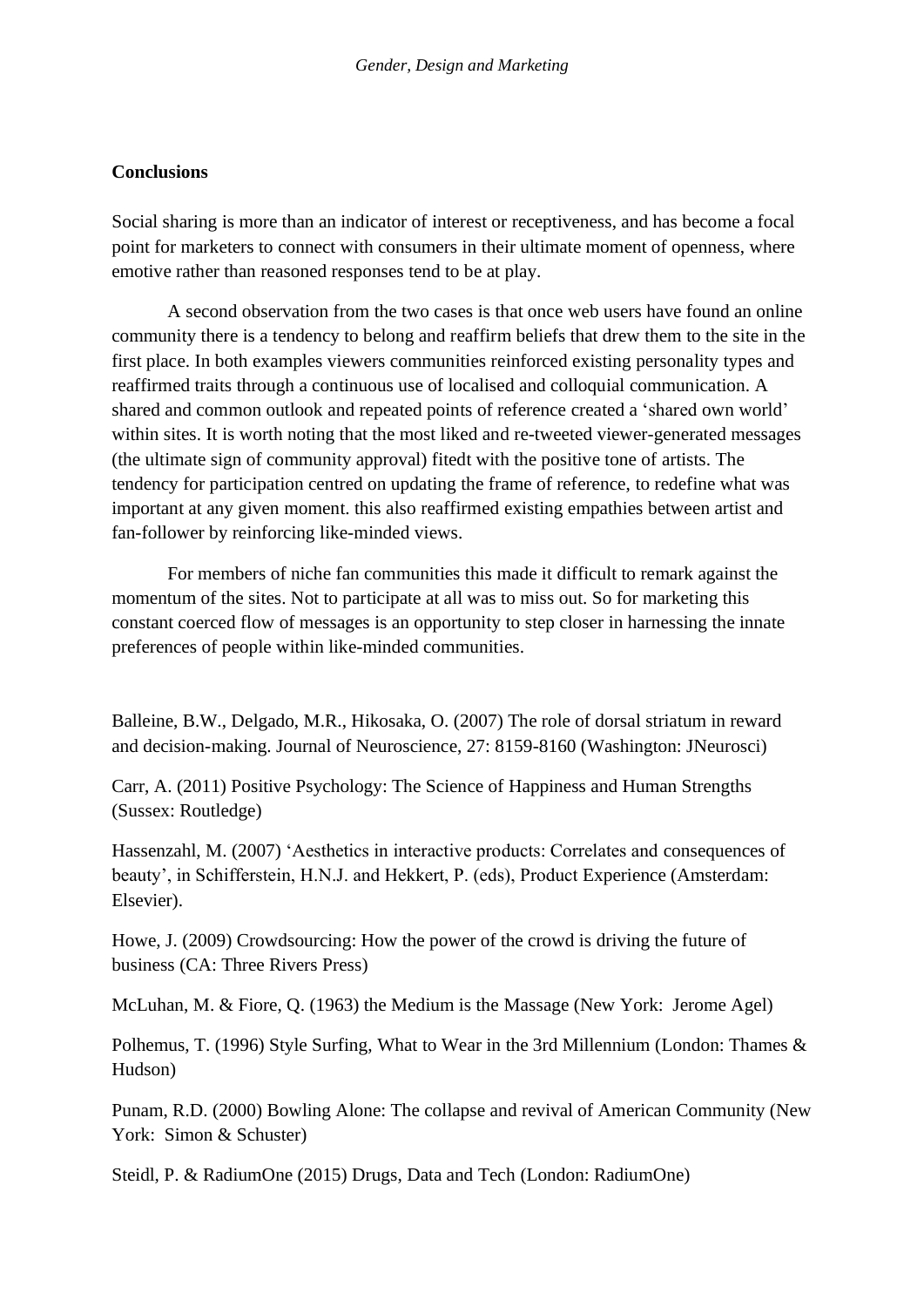## Conclusions

Social sharing is more than an indicator of interest or receptiveness, and has become a focal point for marketers to connect with consumers in their ultimate moment of openness, where emotive rather than reasoned responses tend to be at play.

A second observation from the two cases is that once web users have found an online community there is a tendency to belong and reaffirm beliefs that drew them to the site in the first place. In both examples viewers communities reinforced existing personality types and reaffirmed traits through a continuous use of localised and colloquial communication. A shared and common outlook and repeated points of reference created a 'shared own world' within sites. It is worth noting that the most liked and re-tweeted viewer-generated messages (the ultimate sign of community approval) fitedt with the positive tone of artists. The tendency for participation centred on updating the frame of reference, to redefine what was important at any given moment. this also reaffirmed existing empathies between artist and fan-follower by reinforcing like-minded views.

For members of niche fan communities this made it difficult to remark against the momentum of the sites. Not to participate at all was to miss out. So for marketing this constant coerced flow of messages is an opportunity to step closer in harnessing the innate preferences of people within like-minded communities.

Balleine, B.W., Delgado, M.R., Hikosaka, O. (2007) The role of dorsal striatum in reward and decision-making. Journal of Neuroscience, 27: 8159-8160 (Washington: JNeurosci)

Carr, A. (2011) Positive Psychology: The Science of Happiness and Human Strengths (Sussex: Routledge)

Hassenzahl, M. (2007) 'Aesthetics in interactive products: Correlates and consequences of beauty', in Schifferstein, H.N.J. and Hekkert, P. (eds), Product Experience (Amsterdam: Elsevier).

Howe, J. (2009) Crowdsourcing: How the power of the crowd is driving the future of business (CA: Three Rivers Press)

McLuhan, M. & Fiore, Q. (1963) the Medium is the Massage (New York: Jerome Agel)

Polhemus, T. (1996) Style Surfing, What to Wear in the 3rd Millennium (London: Thames & Hudson)

Punam, R.D. (2000) Bowling Alone: The collapse and revival of American Community (New York: Simon & Schuster)

Steidl, P. & RadiumOne (2015) Drugs, Data and Tech (London: RadiumOne)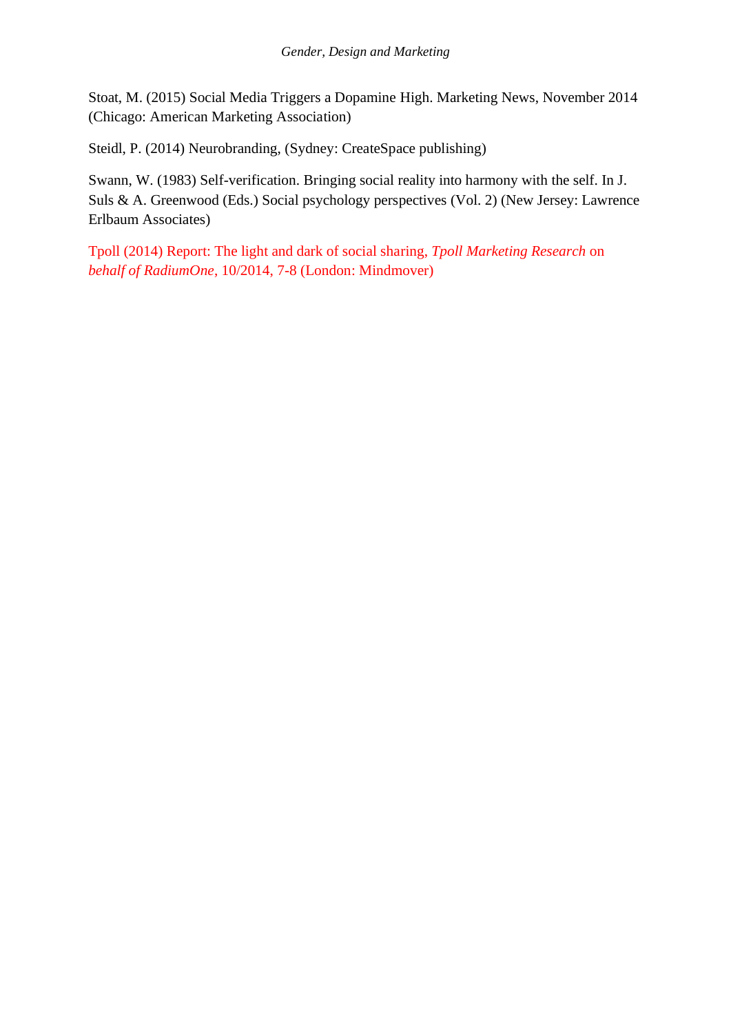Stoat, M. (2015) Social Media Triggers a Dopamine High. Marketing News, November 2014 (Chicago: American Marketing Association)

Steidl, P. (2014) Neurobranding, (Sydney: CreateSpace publishing)

Swann, W. (1983) Self-verification. Bringing social reality into harmony with the self. In J. Suls & A. Greenwood (Eds.) Social psychology perspectives (Vol. 2) (New Jersey: Lawrence Erlbaum Associates)

Tpoll (2014) Report: The light and dark of social sharing, *Tpoll Marketing Research* on *behalf of RadiumOne*, 10/2014, 7-8 (London: Mindmover)